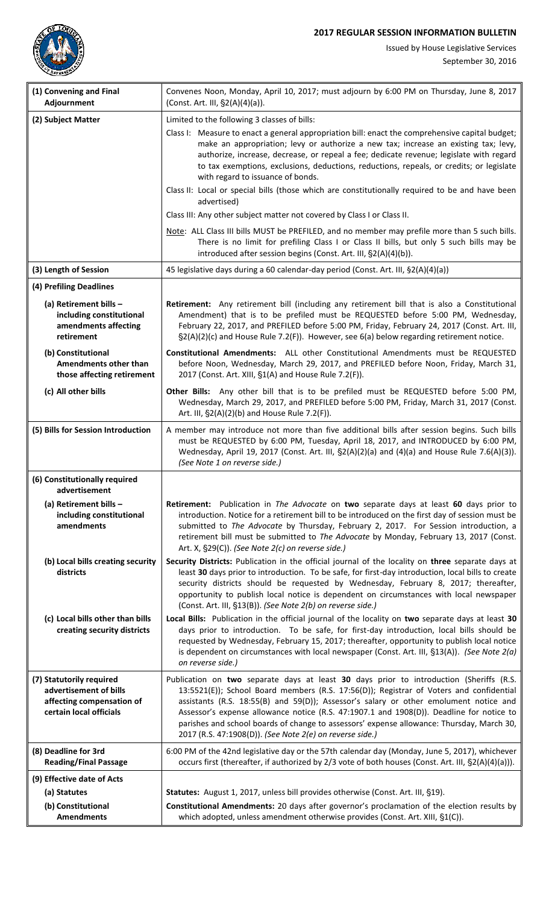# 2017 REGULAR SESSION INFORMATION BULLETIN

Issued by House Legislative Services

September 30, 2016

| | |
|---|---|
| **(1) Convening and Final Adjournment** | Convenes Noon, Monday, April 10, 2017; must adjourn by 6:00 PM on Thursday, June 8, 2017 (Const. Art. III, §2(A)(4)(a)). |
| **(2) Subject Matter** | Limited to the following 3 classes of bills:<br>Class I: Measure to enact a general appropriation bill: enact the comprehensive capital budget; make an appropriation; levy or authorize a new tax; increase an existing tax; levy, authorize, increase, decrease, or repeal a fee; dedicate revenue; legislate with regard to tax exemptions, exclusions, deductions, reductions, repeals, or credits; or legislate with regard to issuance of bonds.<br>Class II: Local or special bills (those which are constitutionally required to be and have been advertised)<br>Class III: Any other subject matter not covered by Class I or Class II.<br><u>Note</u>: ALL Class III bills MUST be PREFILED, and no member may prefile more than 5 such bills. There is no limit for prefiling Class I or Class II bills, but only 5 such bills may be introduced after session begins (Const. Art. III, §2(A)(4)(b)). |
| **(3) Length of Session** | 45 legislative days during a 60 calendar-day period (Const. Art. III, §2(A)(4)(a)) |
| **(4) Prefiling Deadlines** | |
| **(a) Retirement bills – including constitutional amendments affecting retirement** | **Retirement:** Any retirement bill (including any retirement bill that is also a Constitutional Amendment) that is to be prefiled must be REQUESTED before 5:00 PM, Wednesday, February 22, 2017, and PREFILED before 5:00 PM, Friday, February 24, 2017 (Const. Art. III, §2(A)(2)(c) and House Rule 7.2(F)). However, see 6(a) below regarding retirement notice. |
| **(b) Constitutional Amendments other than those affecting retirement** | **Constitutional Amendments:** ALL other Constitutional Amendments must be REQUESTED before Noon, Wednesday, March 29, 2017, and PREFILED before Noon, Friday, March 31, 2017 (Const. Art. XIII, §1(A) and House Rule 7.2(F)). |
| **(c) All other bills** | **Other Bills:** Any other bill that is to be prefiled must be REQUESTED before 5:00 PM, Wednesday, March 29, 2017, and PREFILED before 5:00 PM, Friday, March 31, 2017 (Const. Art. III, §2(A)(2)(b) and House Rule 7.2(F)). |
| **(5) Bills for Session Introduction** | A member may introduce not more than five additional bills after session begins. Such bills must be REQUESTED by 6:00 PM, Tuesday, April 18, 2017, and INTRODUCED by 6:00 PM, Wednesday, April 19, 2017 (Const. Art. III, §2(A)(2)(a) and (4)(a) and House Rule 7.6(A)(3)). *(See Note 1 on reverse side.)* |
| **(6) Constitutionally required advertisement** | |
| **(a) Retirement bills – including constitutional amendments** | **Retirement:** Publication in *The Advocate* on **two** separate days at least **60** days prior to introduction. Notice for a retirement bill to be introduced on the first day of session must be submitted to *The Advocate* by Thursday, February 2, 2017. For Session introduction, a retirement bill must be submitted to *The Advocate* by Monday, February 13, 2017 (Const. Art. X, §29(C)). *(See Note 2(c) on reverse side.)* |
| **(b) Local bills creating security districts** | **Security Districts:** Publication in the official journal of the locality on **three** separate days at least **30** days prior to introduction. To be safe, for first-day introduction, local bills to create security districts should be requested by Wednesday, February 8, 2017; thereafter, opportunity to publish local notice is dependent on circumstances with local newspaper (Const. Art. III, §13(B)). *(See Note 2(b) on reverse side.)* |
| **(c) Local bills other than bills creating security districts** | **Local Bills:** Publication in the official journal of the locality on **two** separate days at least **30** days prior to introduction. To be safe, for first-day introduction, local bills should be requested by Wednesday, February 15, 2017; thereafter, opportunity to publish local notice is dependent on circumstances with local newspaper (Const. Art. III, §13(A)). *(See Note 2(a) on reverse side.)* |
| **(7) Statutorily required advertisement of bills affecting compensation of certain local officials** | Publication on **two** separate days at least **30** days prior to introduction (Sheriffs (R.S. 13:5521(E)); School Board members (R.S. 17:56(D)); Registrar of Voters and confidential assistants (R.S. 18:55(B) and 59(D)); Assessor's salary or other emolument notice and Assessor's expense allowance notice (R.S. 47:1907.1 and 1908(D)). Deadline for notice to parishes and school boards of change to assessors' expense allowance: Thursday, March 30, 2017 (R.S. 47:1908(D)). *(See Note 2(e) on reverse side.)* |
| **(8) Deadline for 3rd Reading/Final Passage** | 6:00 PM of the 42nd legislative day or the 57th calendar day (Monday, June 5, 2017), whichever occurs first (thereafter, if authorized by 2/3 vote of both houses (Const. Art. III, §2(A)(4)(a))). |
| **(9) Effective date of Acts** | |
| **(a) Statutes** | **Statutes:** August 1, 2017, unless bill provides otherwise (Const. Art. III, §19). |
| **(b) Constitutional Amendments** | **Constitutional Amendments:** 20 days after governor's proclamation of the election results by which adopted, unless amendment otherwise provides (Const. Art. XIII, §1(C)). |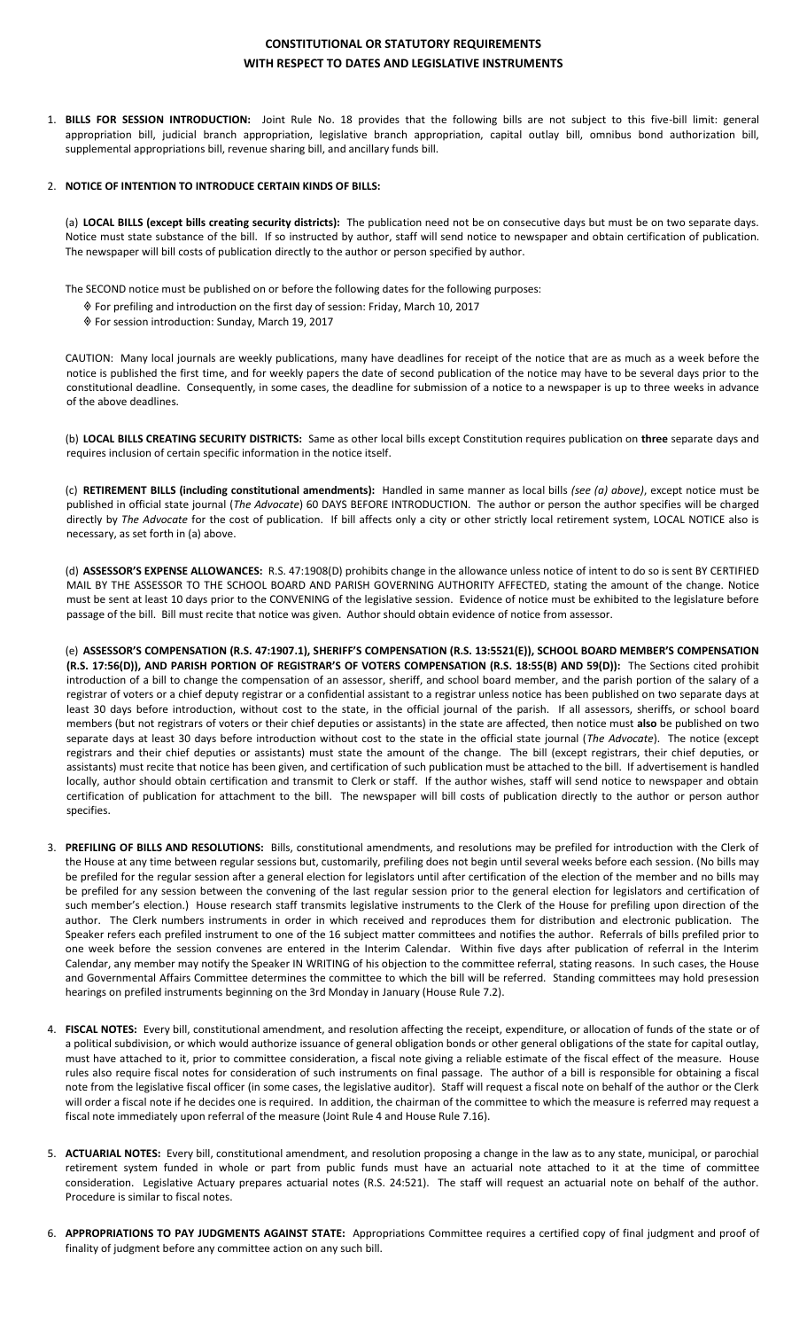# CONSTITUTIONAL OR STATUTORY REQUIREMENTS
## WITH RESPECT TO DATES AND LEGISLATIVE INSTRUMENTS

1. **BILLS FOR SESSION INTRODUCTION:** Joint Rule No. 18 provides that the following bills are not subject to this five-bill limit: general appropriation bill, judicial branch appropriation, legislative branch appropriation, capital outlay bill, omnibus bond authorization bill, supplemental appropriations bill, revenue sharing bill, and ancillary funds bill.

2. **NOTICE OF INTENTION TO INTRODUCE CERTAIN KINDS OF BILLS:**

   (a) **LOCAL BILLS (except bills creating security districts):** The publication need not be on consecutive days but must be on two separate days. Notice must state substance of the bill. If so instructed by author, staff will send notice to newspaper and obtain certification of publication. The newspaper will bill costs of publication directly to the author or person specified by author.

   The SECOND notice must be published on or before the following dates for the following purposes:

   - For prefiling and introduction on the first day of session: Friday, March 10, 2017
   - For session introduction: Sunday, March 19, 2017

   CAUTION: Many local journals are weekly publications, many have deadlines for receipt of the notice that are as much as a week before the notice is published the first time, and for weekly papers the date of second publication of the notice may have to be several days prior to the constitutional deadline. Consequently, in some cases, the deadline for submission of a notice to a newspaper is up to three weeks in advance of the above deadlines.

   (b) **LOCAL BILLS CREATING SECURITY DISTRICTS:** Same as other local bills except Constitution requires publication on **three** separate days and requires inclusion of certain specific information in the notice itself.

   (c) **RETIREMENT BILLS (including constitutional amendments):** Handled in same manner as local bills *(see (a) above)*, except notice must be published in official state journal (*The Advocate*) 60 DAYS BEFORE INTRODUCTION. The author or person the author specifies will be charged directly by *The Advocate* for the cost of publication. If bill affects only a city or other strictly local retirement system, LOCAL NOTICE also is necessary, as set forth in (a) above.

   (d) **ASSESSOR'S EXPENSE ALLOWANCES:** R.S. 47:1908(D) prohibits change in the allowance unless notice of intent to do so is sent BY CERTIFIED MAIL BY THE ASSESSOR TO THE SCHOOL BOARD AND PARISH GOVERNING AUTHORITY AFFECTED, stating the amount of the change. Notice must be sent at least 10 days prior to the CONVENING of the legislative session. Evidence of notice must be exhibited to the legislature before passage of the bill. Bill must recite that notice was given. Author should obtain evidence of notice from assessor.

   (e) **ASSESSOR'S COMPENSATION (R.S. 47:1907.1), SHERIFF'S COMPENSATION (R.S. 13:5521(E)), SCHOOL BOARD MEMBER'S COMPENSATION (R.S. 17:56(D)), AND PARISH PORTION OF REGISTRAR'S OF VOTERS COMPENSATION (R.S. 18:55(B) AND 59(D)):** The Sections cited prohibit introduction of a bill to change the compensation of an assessor, sheriff, and school board member, and the parish portion of the salary of a registrar of voters or a chief deputy registrar or a confidential assistant to a registrar unless notice has been published on two separate days at least 30 days before introduction, without cost to the state, in the official journal of the parish. If all assessors, sheriffs, or school board members (but not registrars of voters or their chief deputies or assistants) in the state are affected, then notice must **also** be published on two separate days at least 30 days before introduction without cost to the state in the official state journal (*The Advocate*). The notice (except registrars and their chief deputies or assistants) must state the amount of the change. The bill (except registrars, their chief deputies, or assistants) must recite that notice has been given, and certification of such publication must be attached to the bill. If advertisement is handled locally, author should obtain certification and transmit to Clerk or staff. If the author wishes, staff will send notice to newspaper and obtain certification of publication for attachment to the bill. The newspaper will bill costs of publication directly to the author or person author specifies.

3. **PREFILING OF BILLS AND RESOLUTIONS:** Bills, constitutional amendments, and resolutions may be prefiled for introduction with the Clerk of the House at any time between regular sessions but, customarily, prefiling does not begin until several weeks before each session. (No bills may be prefiled for the regular session after a general election for legislators until after certification of the election of the member and no bills may be prefiled for any session between the convening of the last regular session prior to the general election for legislators and certification of such member's election.) House research staff transmits legislative instruments to the Clerk of the House for prefiling upon direction of the author. The Clerk numbers instruments in order in which received and reproduces them for distribution and electronic publication. The Speaker refers each prefiled instrument to one of the 16 subject matter committees and notifies the author. Referrals of bills prefiled prior to one week before the session convenes are entered in the Interim Calendar. Within five days after publication of referral in the Interim Calendar, any member may notify the Speaker IN WRITING of his objection to the committee referral, stating reasons. In such cases, the House and Governmental Affairs Committee determines the committee to which the bill will be referred. Standing committees may hold presession hearings on prefiled instruments beginning on the 3rd Monday in January (House Rule 7.2).

4. **FISCAL NOTES:** Every bill, constitutional amendment, and resolution affecting the receipt, expenditure, or allocation of funds of the state or of a political subdivision, or which would authorize issuance of general obligation bonds or other general obligations of the state for capital outlay, must have attached to it, prior to committee consideration, a fiscal note giving a reliable estimate of the fiscal effect of the measure. House rules also require fiscal notes for consideration of such instruments on final passage. The author of a bill is responsible for obtaining a fiscal note from the legislative fiscal officer (in some cases, the legislative auditor). Staff will request a fiscal note on behalf of the author or the Clerk will order a fiscal note if he decides one is required. In addition, the chairman of the committee to which the measure is referred may request a fiscal note immediately upon referral of the measure (Joint Rule 4 and House Rule 7.16).

5. **ACTUARIAL NOTES:** Every bill, constitutional amendment, and resolution proposing a change in the law as to any state, municipal, or parochial retirement system funded in whole or part from public funds must have an actuarial note attached to it at the time of committee consideration. Legislative Actuary prepares actuarial notes (R.S. 24:521). The staff will request an actuarial note on behalf of the author. Procedure is similar to fiscal notes.

6. **APPROPRIATIONS TO PAY JUDGMENTS AGAINST STATE:** Appropriations Committee requires a certified copy of final judgment and proof of finality of judgment before any committee action on any such bill.